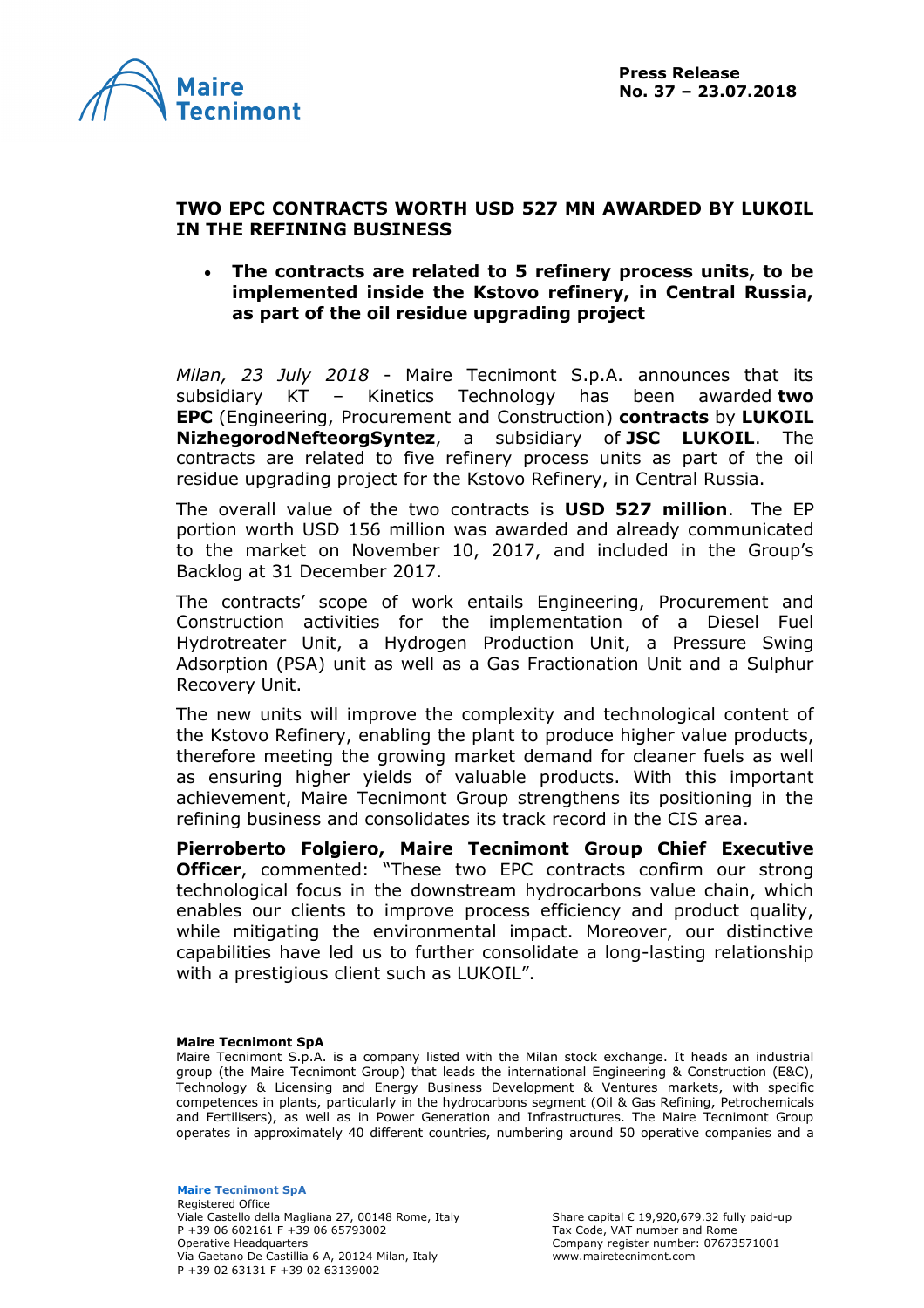**Press Release**
**No. 37 – 23.07.2018**

# TWO EPC CONTRACTS WORTH USD 527 MN AWARDED BY LUKOIL IN THE REFINING BUSINESS

- **The contracts are related to 5 refinery process units, to be implemented inside the Kstovo refinery, in Central Russia, as part of the oil residue upgrading project**

*Milan, 23 July 2018* - Maire Tecnimont S.p.A. announces that its subsidiary KT – Kinetics Technology has been awarded **two EPC** (Engineering, Procurement and Construction) **contracts** by **LUKOIL NizhegorodNefteorgSyntez**, a subsidiary of **JSC LUKOIL**. The contracts are related to five refinery process units as part of the oil residue upgrading project for the Kstovo Refinery, in Central Russia.

The overall value of the two contracts is **USD 527 million**. The EP portion worth USD 156 million was awarded and already communicated to the market on November 10, 2017, and included in the Group's Backlog at 31 December 2017.

The contracts' scope of work entails Engineering, Procurement and Construction activities for the implementation of a Diesel Fuel Hydrotreater Unit, a Hydrogen Production Unit, a Pressure Swing Adsorption (PSA) unit as well as a Gas Fractionation Unit and a Sulphur Recovery Unit.

The new units will improve the complexity and technological content of the Kstovo Refinery, enabling the plant to produce higher value products, therefore meeting the growing market demand for cleaner fuels as well as ensuring higher yields of valuable products. With this important achievement, Maire Tecnimont Group strengthens its positioning in the refining business and consolidates its track record in the CIS area.

**Pierroberto Folgiero, Maire Tecnimont Group Chief Executive Officer**, commented: "These two EPC contracts confirm our strong technological focus in the downstream hydrocarbons value chain, which enables our clients to improve process efficiency and product quality, while mitigating the environmental impact. Moreover, our distinctive capabilities have led us to further consolidate a long-lasting relationship with a prestigious client such as LUKOIL".

**Maire Tecnimont SpA**
Maire Tecnimont S.p.A. is a company listed with the Milan stock exchange. It heads an industrial group (the Maire Tecnimont Group) that leads the international Engineering & Construction (E&C), Technology & Licensing and Energy Business Development & Ventures markets, with specific competences in plants, particularly in the hydrocarbons segment (Oil & Gas Refining, Petrochemicals and Fertilisers), as well as in Power Generation and Infrastructures. The Maire Tecnimont Group operates in approximately 40 different countries, numbering around 50 operative companies and a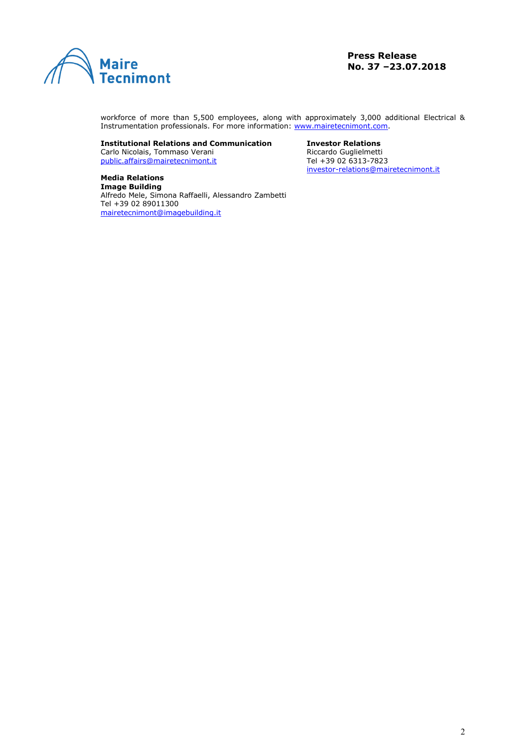workforce of more than 5,500 employees, along with approximately 3,000 additional Electrical & Instrumentation professionals. For more information: [www.mairetecnimont.com](http://www.mairetecnimont.com).

**Institutional Relations and Communication**
Carlo Nicolais, Tommaso Verani
[public.affairs@mairetecnimont.it](mailto:public.affairs@mairetecnimont.it)

**Media Relations**
**Image Building**
Alfredo Mele, Simona Raffaelli, Alessandro Zambetti
Tel +39 02 89011300
[mairetecnimont@imagebuilding.it](mailto:mairetecnimont@imagebuilding.it)

**Investor Relations**
Riccardo Guglielmetti
Tel +39 02 6313-7823
[investor-relations@mairetecnimont.it](mailto:investor-relations@mairetecnimont.it)